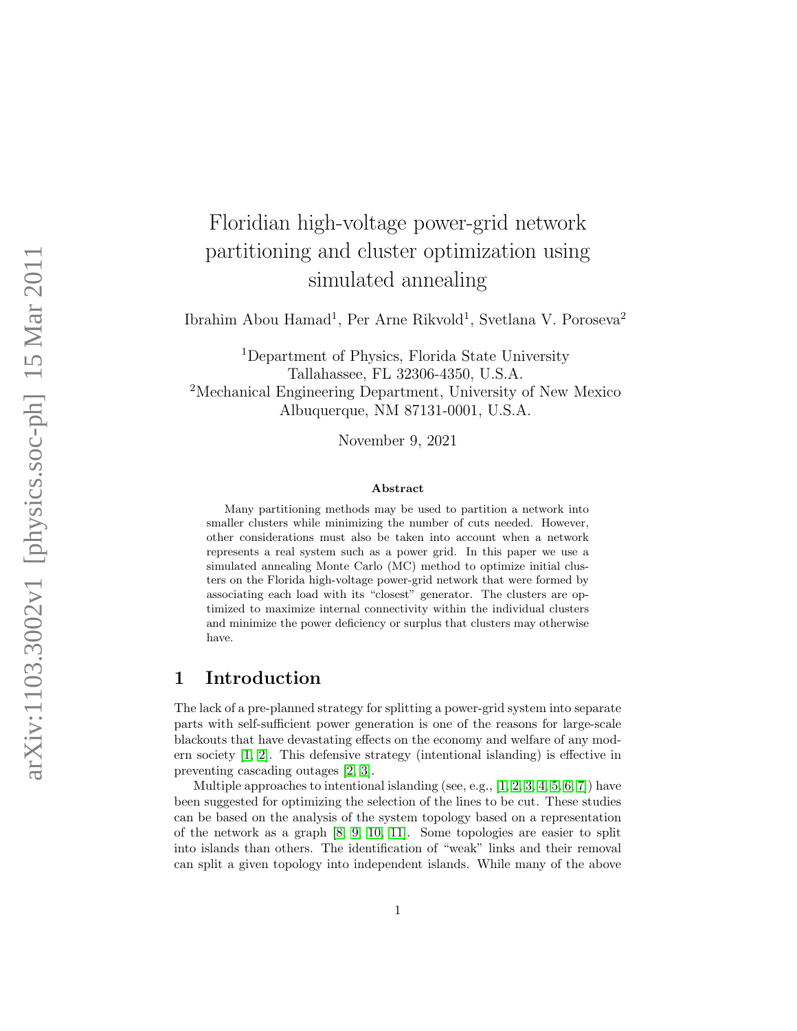# Floridian high-voltage power-grid network partitioning and cluster optimization using simulated annealing

Ibrahim Abou Hamad[1], Per Arne Rikvold[1], Svetlana V. Poroseva[2]

[1]Department of Physics, Florida State University
Tallahassee, FL 32306-4350, U.S.A.
[2]Mechanical Engineering Department, University of New Mexico
Albuquerque, NM 87131-0001, U.S.A.

November 9, 2021

### Abstract

Many partitioning methods may be used to partition a network into smaller clusters while minimizing the number of cuts needed. However, other considerations must also be taken into account when a network represents a real system such as a power grid. In this paper we use a simulated annealing Monte Carlo (MC) method to optimize initial clusters on the Florida high-voltage power-grid network that were formed by associating each load with its "closest" generator. The clusters are optimized to maximize internal connectivity within the individual clusters and minimize the power deficiency or surplus that clusters may otherwise have.

## 1 Introduction

The lack of a pre-planned strategy for splitting a power-grid system into separate parts with self-sufficient power generation is one of the reasons for large-scale blackouts that have devastating effects on the economy and welfare of any modern society [1, 2]. This defensive strategy (intentional islanding) is effective in preventing cascading outages [2, 3].

Multiple approaches to intentional islanding (see, e.g., [1, 2, 3, 4, 5, 6, 7]) have been suggested for optimizing the selection of the lines to be cut. These studies can be based on the analysis of the system topology based on a representation of the network as a graph [8, 9, 10, 11]. Some topologies are easier to split into islands than others. The identification of "weak" links and their removal can split a given topology into independent islands. While many of the above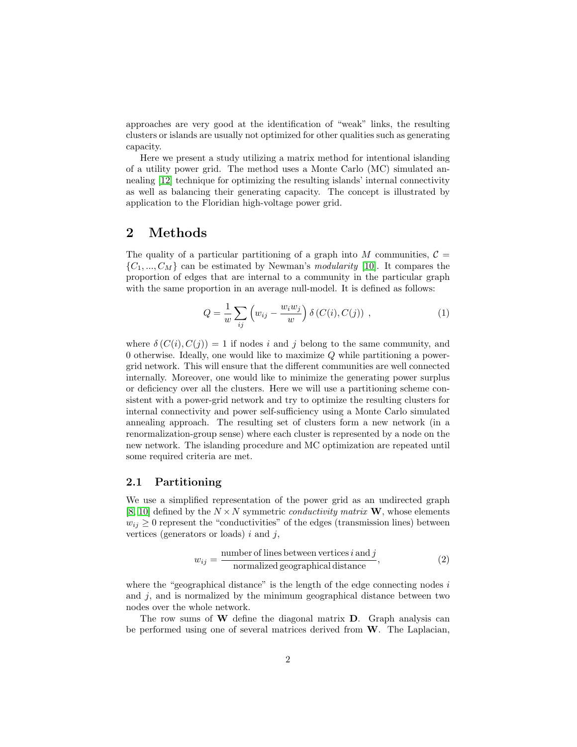approaches are very good at the identification of "weak" links, the resulting clusters or islands are usually not optimized for other qualities such as generating capacity.

Here we present a study utilizing a matrix method for intentional islanding of a utility power grid. The method uses a Monte Carlo (MC) simulated annealing [12] technique for optimizing the resulting islands' internal connectivity as well as balancing their generating capacity. The concept is illustrated by application to the Floridian high-voltage power grid.

## 2 Methods

The quality of a particular partitioning of a graph into $M$ communities, $\mathcal{C} = \{C_1, ..., C_M\}$ can be estimated by Newman's *modularity* [10]. It compares the proportion of edges that are internal to a community in the particular graph with the same proportion in an average null-model. It is defined as follows:

$$Q = \frac{1}{w} \sum_{ij} \left( w_{ij} - \frac{w_i w_j}{w} \right) \delta\left(C(i), C(j)\right) \ , \tag{1}$$

where $\delta\left(C(i), C(j)\right) = 1$ if nodes $i$ and $j$ belong to the same community, and 0 otherwise. Ideally, one would like to maximize $Q$ while partitioning a power-grid network. This will ensure that the different communities are well connected internally. Moreover, one would like to minimize the generating power surplus or deficiency over all the clusters. Here we will use a partitioning scheme consistent with a power-grid network and try to optimize the resulting clusters for internal connectivity and power self-sufficiency using a Monte Carlo simulated annealing approach. The resulting set of clusters form a new network (in a renormalization-group sense) where each cluster is represented by a node on the new network. The islanding procedure and MC optimization are repeated until some required criteria are met.

### 2.1 Partitioning

We use a simplified representation of the power grid as an undirected graph [8, 10] defined by the $N \times N$ symmetric *conductivity matrix* $\mathbf{W}$, whose elements $w_{ij} \geq 0$ represent the "conductivities" of the edges (transmission lines) between vertices (generators or loads) $i$ and $j$,

$$w_{ij} = \frac{\text{number of lines between vertices } i \text{ and } j}{\text{normalized geographical distance}}, \tag{2}$$

where the "geographical distance" is the length of the edge connecting nodes $i$ and $j$, and is normalized by the minimum geographical distance between two nodes over the whole network.

The row sums of $\mathbf{W}$ define the diagonal matrix $\mathbf{D}$. Graph analysis can be performed using one of several matrices derived from $\mathbf{W}$. The Laplacian,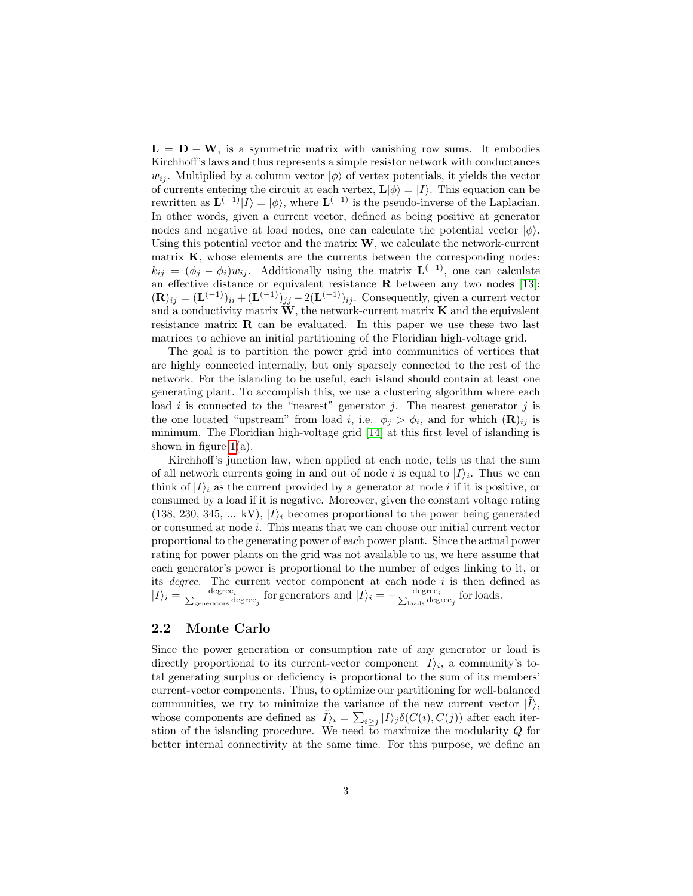$\mathbf{L} = \mathbf{D} - \mathbf{W}$, is a symmetric matrix with vanishing row sums. It embodies Kirchhoff's laws and thus represents a simple resistor network with conductances $w_{ij}$. Multiplied by a column vector $|\phi\rangle$ of vertex potentials, it yields the vector of currents entering the circuit at each vertex, $\mathbf{L}|\phi\rangle = |I\rangle$. This equation can be rewritten as $\mathbf{L}^{(-1)}|I\rangle = |\phi\rangle$, where $\mathbf{L}^{(-1)}$ is the pseudo-inverse of the Laplacian. In other words, given a current vector, defined as being positive at generator nodes and negative at load nodes, one can calculate the potential vector $|\phi\rangle$. Using this potential vector and the matrix $\mathbf{W}$, we calculate the network-current matrix $\mathbf{K}$, whose elements are the currents between the corresponding nodes: $k_{ij} = (\phi_j - \phi_i)w_{ij}$. Additionally using the matrix $\mathbf{L}^{(-1)}$, one can calculate an effective distance or equivalent resistance $\mathbf{R}$ between any two nodes [13]: $(\mathbf{R})_{ij} = (\mathbf{L}^{(-1)})_{ii} + (\mathbf{L}^{(-1)})_{jj} - 2(\mathbf{L}^{(-1)})_{ij}$. Consequently, given a current vector and a conductivity matrix $\mathbf{W}$, the network-current matrix $\mathbf{K}$ and the equivalent resistance matrix $\mathbf{R}$ can be evaluated. In this paper we use these two last matrices to achieve an initial partitioning of the Floridian high-voltage grid.

The goal is to partition the power grid into communities of vertices that are highly connected internally, but only sparsely connected to the rest of the network. For the islanding to be useful, each island should contain at least one generating plant. To accomplish this, we use a clustering algorithm where each load $i$ is connected to the "nearest" generator $j$. The nearest generator $j$ is the one located "upstream" from load $i$, i.e. $\phi_j > \phi_i$, and for which $(\mathbf{R})_{ij}$ is minimum. The Floridian high-voltage grid [14] at this first level of islanding is shown in figure 1(a).

Kirchhoff's junction law, when applied at each node, tells us that the sum of all network currents going in and out of node $i$ is equal to $|I\rangle_i$. Thus we can think of $|I\rangle_i$ as the current provided by a generator at node $i$ if it is positive, or consumed by a load if it is negative. Moreover, given the constant voltage rating (138, 230, 345, ... kV), $|I\rangle_i$ becomes proportional to the power being generated or consumed at node $i$. This means that we can choose our initial current vector proportional to the generating power of each power plant. Since the actual power rating for power plants on the grid was not available to us, we here assume that each generator's power is proportional to the number of edges linking to it, or its *degree*. The current vector component at each node $i$ is then defined as $|I\rangle_i = \frac{\text{degree}_i}{\sum_{\text{generators}} \text{degree}_j}$ for generators and $|I\rangle_i = -\frac{\text{degree}_i}{\sum_{\text{loads}} \text{degree}_j}$ for loads.

## 2.2 Monte Carlo

Since the power generation or consumption rate of any generator or load is directly proportional to its current-vector component $|I\rangle_i$, a community's total generating surplus or deficiency is proportional to the sum of its members' current-vector components. Thus, to optimize our partitioning for well-balanced communities, we try to minimize the variance of the new current vector $|\tilde{I}\rangle$, whose components are defined as $|\tilde{I}\rangle_i = \sum_{i \geq j} |I\rangle_j \delta(C(i), C(j))$ after each iteration of the islanding procedure. We need to maximize the modularity $Q$ for better internal connectivity at the same time. For this purpose, we define an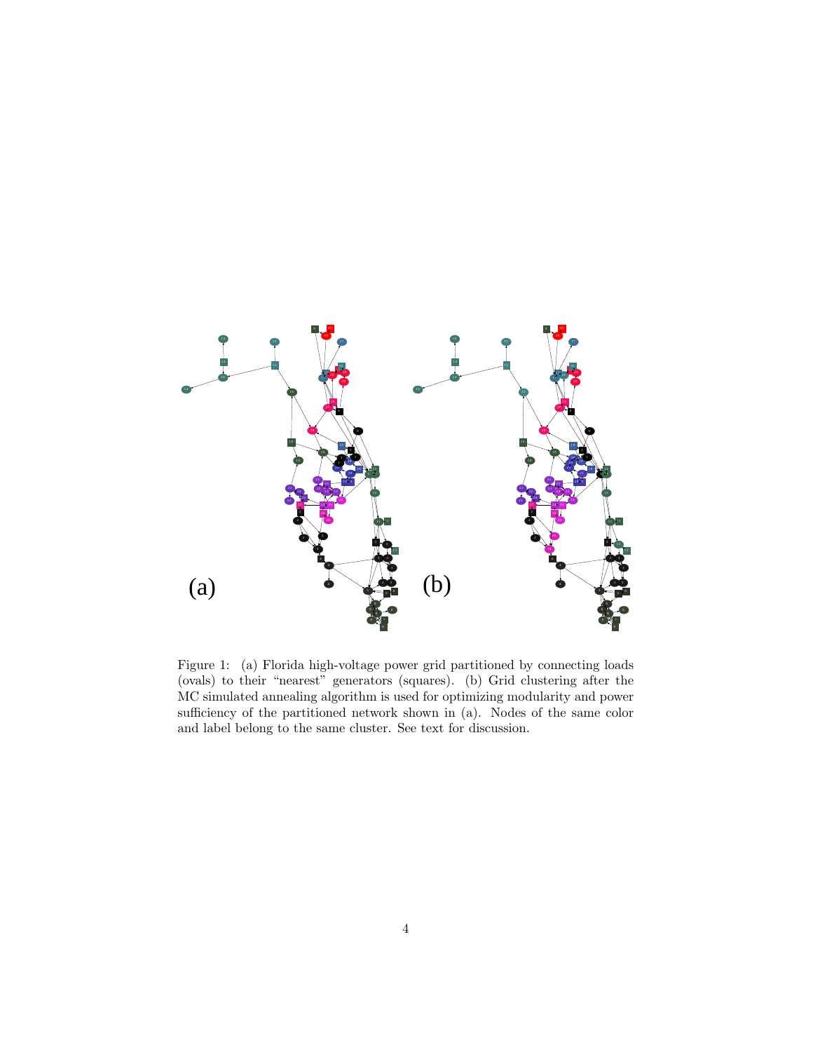Figure 1: (a) Florida high-voltage power grid partitioned by connecting loads (ovals) to their "nearest" generators (squares). (b) Grid clustering after the MC simulated annealing algorithm is used for optimizing modularity and power sufficiency of the partitioned network shown in (a). Nodes of the same color and label belong to the same cluster. See text for discussion.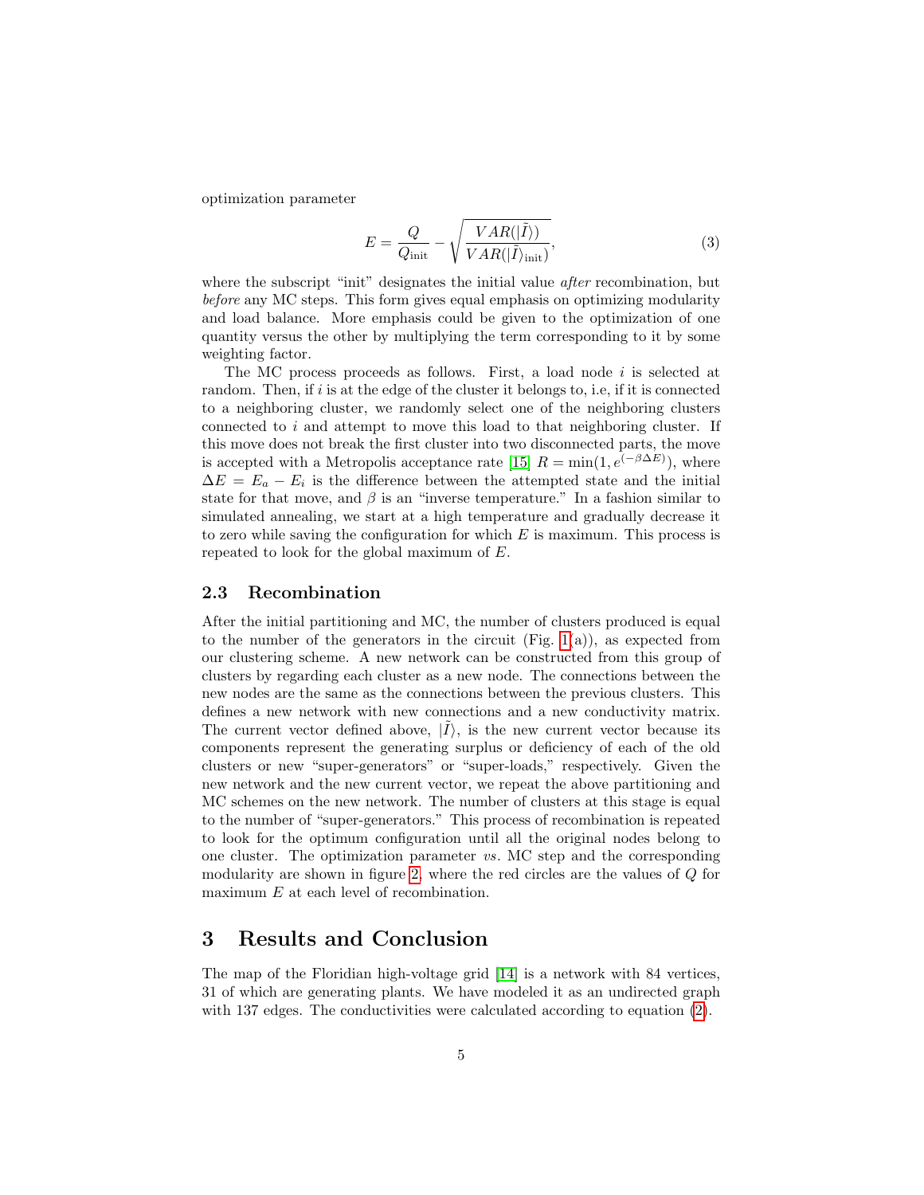optimization parameter

$$E = \frac{Q}{Q_{\mathrm{init}}} - \sqrt{\frac{VAR(|\tilde{I}\rangle)}{VAR(|\tilde{I}\rangle_{\mathrm{init}})}}, \tag{3}$$

where the subscript "init" designates the initial value *after* recombination, but *before* any MC steps. This form gives equal emphasis on optimizing modularity and load balance. More emphasis could be given to the optimization of one quantity versus the other by multiplying the term corresponding to it by some weighting factor.

The MC process proceeds as follows. First, a load node $i$ is selected at random. Then, if $i$ is at the edge of the cluster it belongs to, i.e, if it is connected to a neighboring cluster, we randomly select one of the neighboring clusters connected to $i$ and attempt to move this load to that neighboring cluster. If this move does not break the first cluster into two disconnected parts, the move is accepted with a Metropolis acceptance rate [15] $R = \min(1, e^{(-\beta \Delta E)})$, where $\Delta E = E_a - E_i$ is the difference between the attempted state and the initial state for that move, and $\beta$ is an "inverse temperature." In a fashion similar to simulated annealing, we start at a high temperature and gradually decrease it to zero while saving the configuration for which $E$ is maximum. This process is repeated to look for the global maximum of $E$.

### 2.3 Recombination

After the initial partitioning and MC, the number of clusters produced is equal to the number of the generators in the circuit (Fig. 1(a)), as expected from our clustering scheme. A new network can be constructed from this group of clusters by regarding each cluster as a new node. The connections between the new nodes are the same as the connections between the previous clusters. This defines a new network with new connections and a new conductivity matrix. The current vector defined above, $|\tilde{I}\rangle$, is the new current vector because its components represent the generating surplus or deficiency of each of the old clusters or new "super-generators" or "super-loads," respectively. Given the new network and the new current vector, we repeat the above partitioning and MC schemes on the new network. The number of clusters at this stage is equal to the number of "super-generators." This process of recombination is repeated to look for the optimum configuration until all the original nodes belong to one cluster. The optimization parameter *vs*. MC step and the corresponding modularity are shown in figure 2, where the red circles are the values of $Q$ for maximum $E$ at each level of recombination.

## 3 Results and Conclusion

The map of the Floridian high-voltage grid [14] is a network with 84 vertices, 31 of which are generating plants. We have modeled it as an undirected graph with 137 edges. The conductivities were calculated according to equation (2).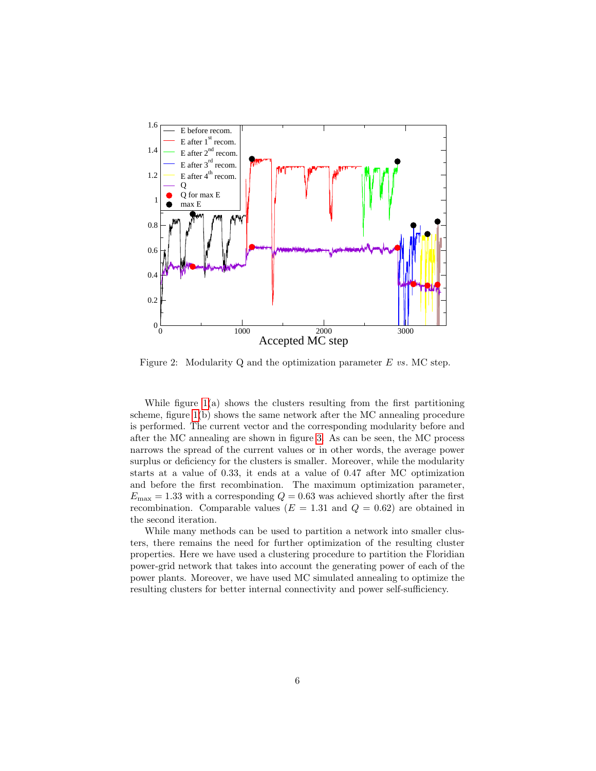Figure 2: Modularity Q and the optimization parameter $E$ *vs*. MC step.

While figure 1(a) shows the clusters resulting from the first partitioning scheme, figure 1(b) shows the same network after the MC annealing procedure is performed. The current vector and the corresponding modularity before and after the MC annealing are shown in figure 3. As can be seen, the MC process narrows the spread of the current values or in other words, the average power surplus or deficiency for the clusters is smaller. Moreover, while the modularity starts at a value of 0.33, it ends at a value of 0.47 after MC optimization and before the first recombination. The maximum optimization parameter, $E_{\max} = 1.33$ with a corresponding $Q = 0.63$ was achieved shortly after the first recombination. Comparable values ($E = 1.31$ and $Q = 0.62$) are obtained in the second iteration.

While many methods can be used to partition a network into smaller clusters, there remains the need for further optimization of the resulting cluster properties. Here we have used a clustering procedure to partition the Floridian power-grid network that takes into account the generating power of each of the power plants. Moreover, we have used MC simulated annealing to optimize the resulting clusters for better internal connectivity and power self-sufficiency.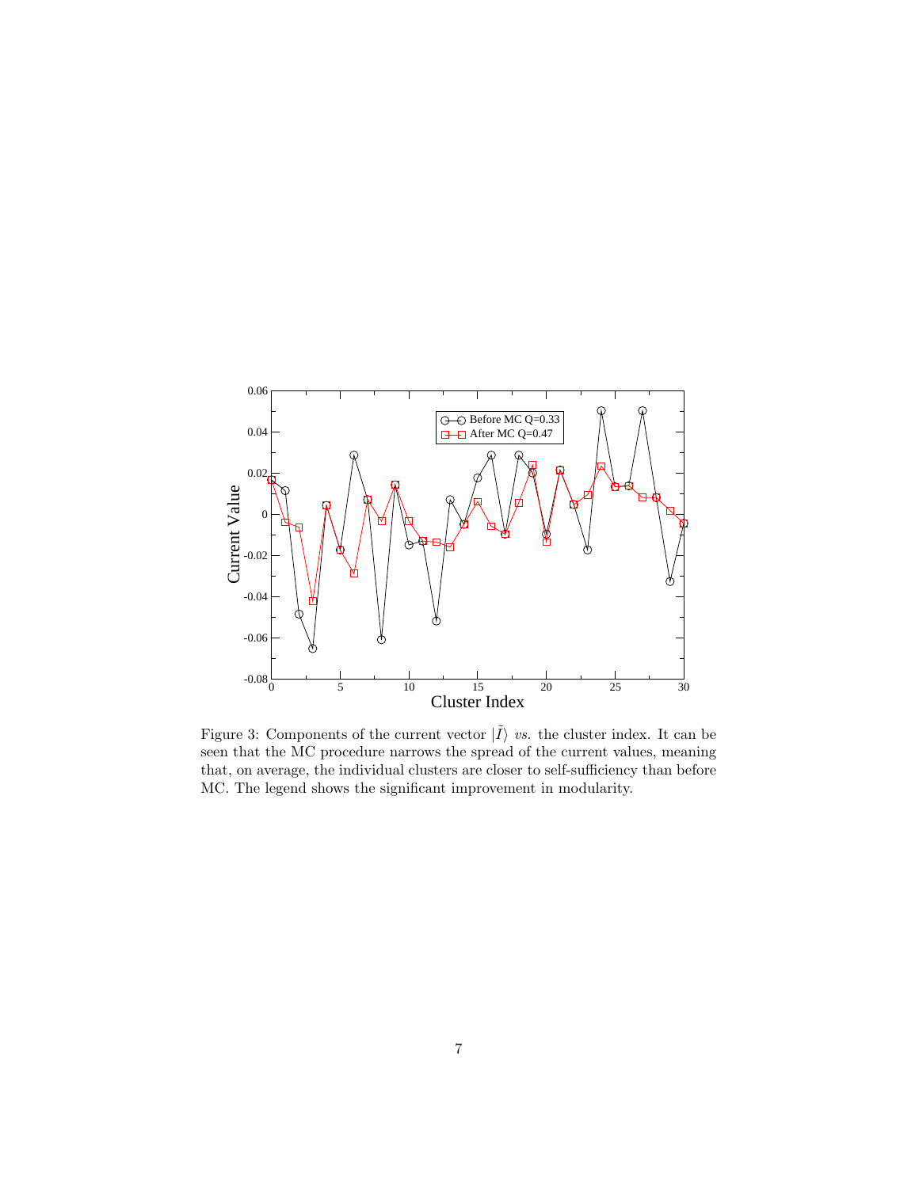Figure 3: Components of the current vector $|\tilde{I}\rangle$ *vs.* the cluster index. It can be seen that the MC procedure narrows the spread of the current values, meaning that, on average, the individual clusters are closer to self-sufficiency than before MC. The legend shows the significant improvement in modularity.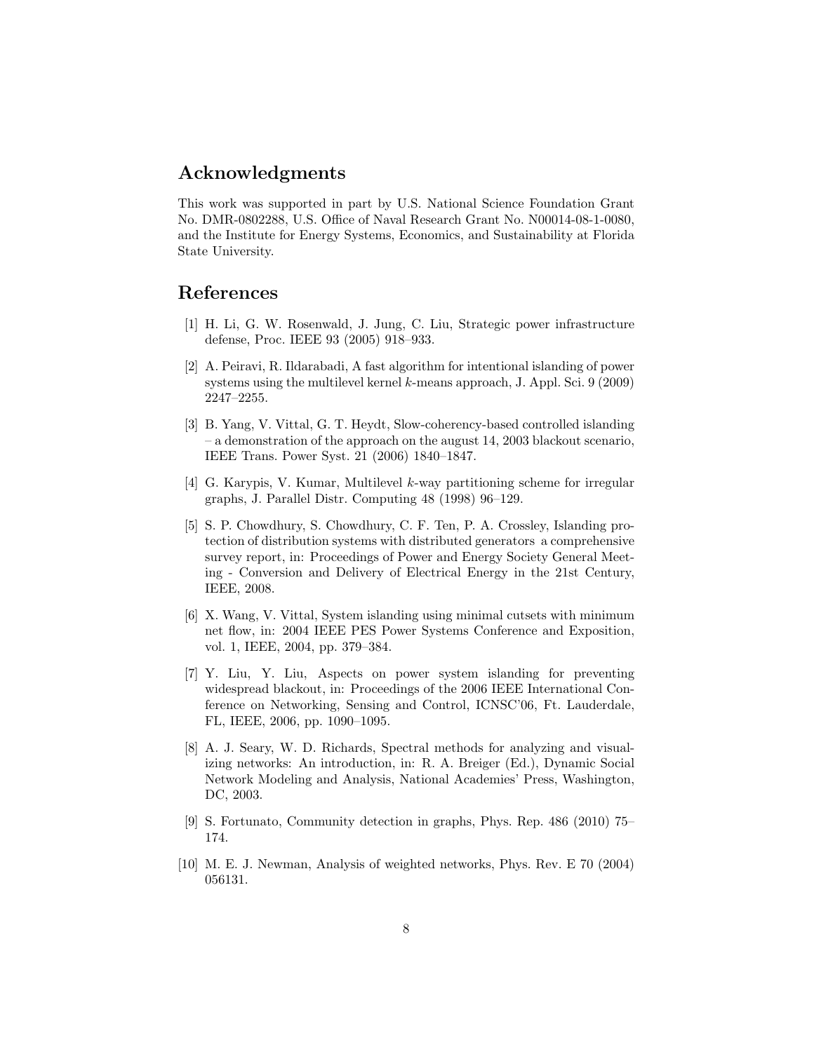## Acknowledgments

This work was supported in part by U.S. National Science Foundation Grant No. DMR-0802288, U.S. Office of Naval Research Grant No. N00014-08-1-0080, and the Institute for Energy Systems, Economics, and Sustainability at Florida State University.

## References

[1] H. Li, G. W. Rosenwald, J. Jung, C. Liu, Strategic power infrastructure defense, Proc. IEEE 93 (2005) 918–933.

[2] A. Peiravi, R. Ildarabadi, A fast algorithm for intentional islanding of power systems using the multilevel kernel $k$-means approach, J. Appl. Sci. 9 (2009) 2247–2255.

[3] B. Yang, V. Vittal, G. T. Heydt, Slow-coherency-based controlled islanding – a demonstration of the approach on the august 14, 2003 blackout scenario, IEEE Trans. Power Syst. 21 (2006) 1840–1847.

[4] G. Karypis, V. Kumar, Multilevel $k$-way partitioning scheme for irregular graphs, J. Parallel Distr. Computing 48 (1998) 96–129.

[5] S. P. Chowdhury, S. Chowdhury, C. F. Ten, P. A. Crossley, Islanding protection of distribution systems with distributed generators a comprehensive survey report, in: Proceedings of Power and Energy Society General Meeting - Conversion and Delivery of Electrical Energy in the 21st Century, IEEE, 2008.

[6] X. Wang, V. Vittal, System islanding using minimal cutsets with minimum net flow, in: 2004 IEEE PES Power Systems Conference and Exposition, vol. 1, IEEE, 2004, pp. 379–384.

[7] Y. Liu, Y. Liu, Aspects on power system islanding for preventing widespread blackout, in: Proceedings of the 2006 IEEE International Conference on Networking, Sensing and Control, ICNSC'06, Ft. Lauderdale, FL, IEEE, 2006, pp. 1090–1095.

[8] A. J. Seary, W. D. Richards, Spectral methods for analyzing and visualizing networks: An introduction, in: R. A. Breiger (Ed.), Dynamic Social Network Modeling and Analysis, National Academies' Press, Washington, DC, 2003.

[9] S. Fortunato, Community detection in graphs, Phys. Rep. 486 (2010) 75–174.

[10] M. E. J. Newman, Analysis of weighted networks, Phys. Rev. E 70 (2004) 056131.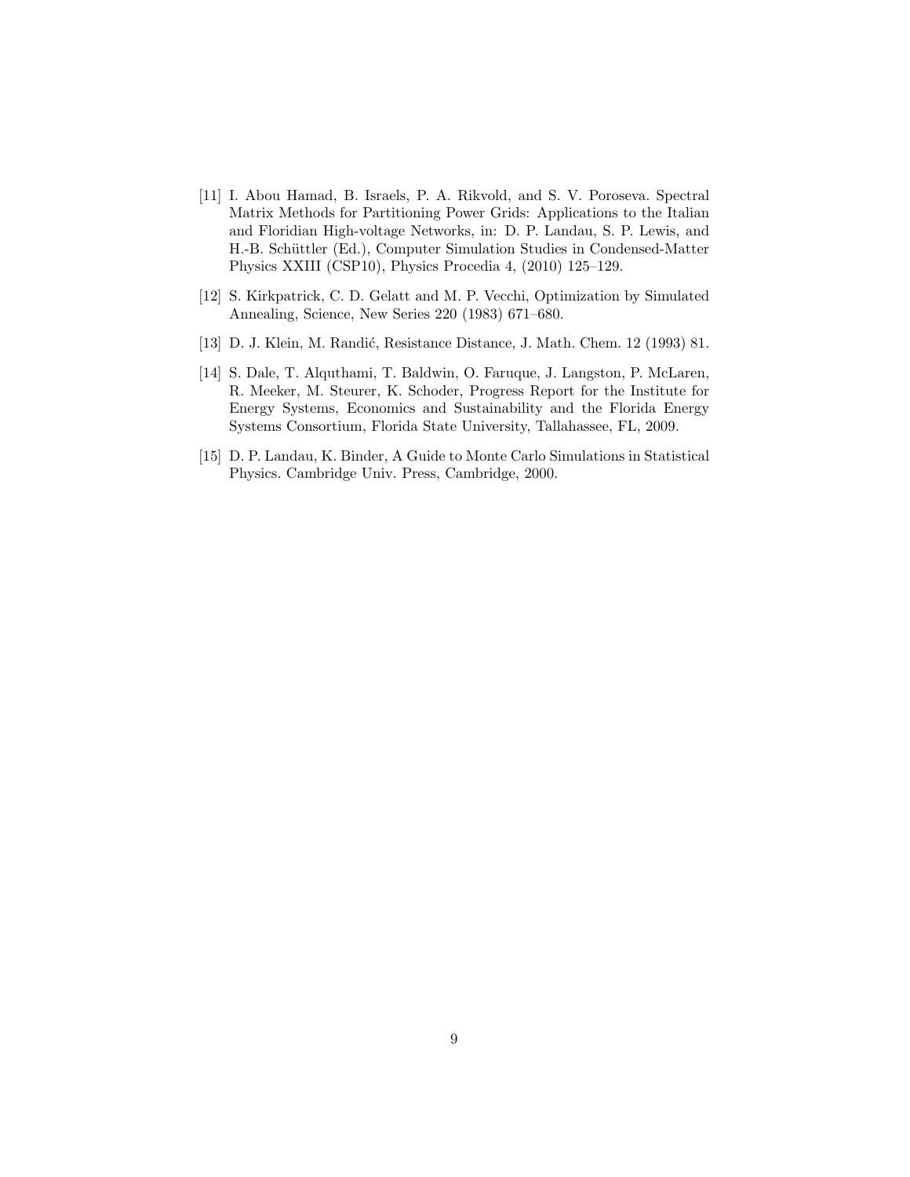[11] I. Abou Hamad, B. Israels, P. A. Rikvold, and S. V. Poroseva. Spectral Matrix Methods for Partitioning Power Grids: Applications to the Italian and Floridian High-voltage Networks, in: D. P. Landau, S. P. Lewis, and H.-B. Schüttler (Ed.), Computer Simulation Studies in Condensed-Matter Physics XXIII (CSP10), Physics Procedia 4, (2010) 125–129.

[12] S. Kirkpatrick, C. D. Gelatt and M. P. Vecchi, Optimization by Simulated Annealing, Science, New Series 220 (1983) 671–680.

[13] D. J. Klein, M. Randić, Resistance Distance, J. Math. Chem. 12 (1993) 81.

[14] S. Dale, T. Alquthami, T. Baldwin, O. Faruque, J. Langston, P. McLaren, R. Meeker, M. Steurer, K. Schoder, Progress Report for the Institute for Energy Systems, Economics and Sustainability and the Florida Energy Systems Consortium, Florida State University, Tallahassee, FL, 2009.

[15] D. P. Landau, K. Binder, A Guide to Monte Carlo Simulations in Statistical Physics. Cambridge Univ. Press, Cambridge, 2000.